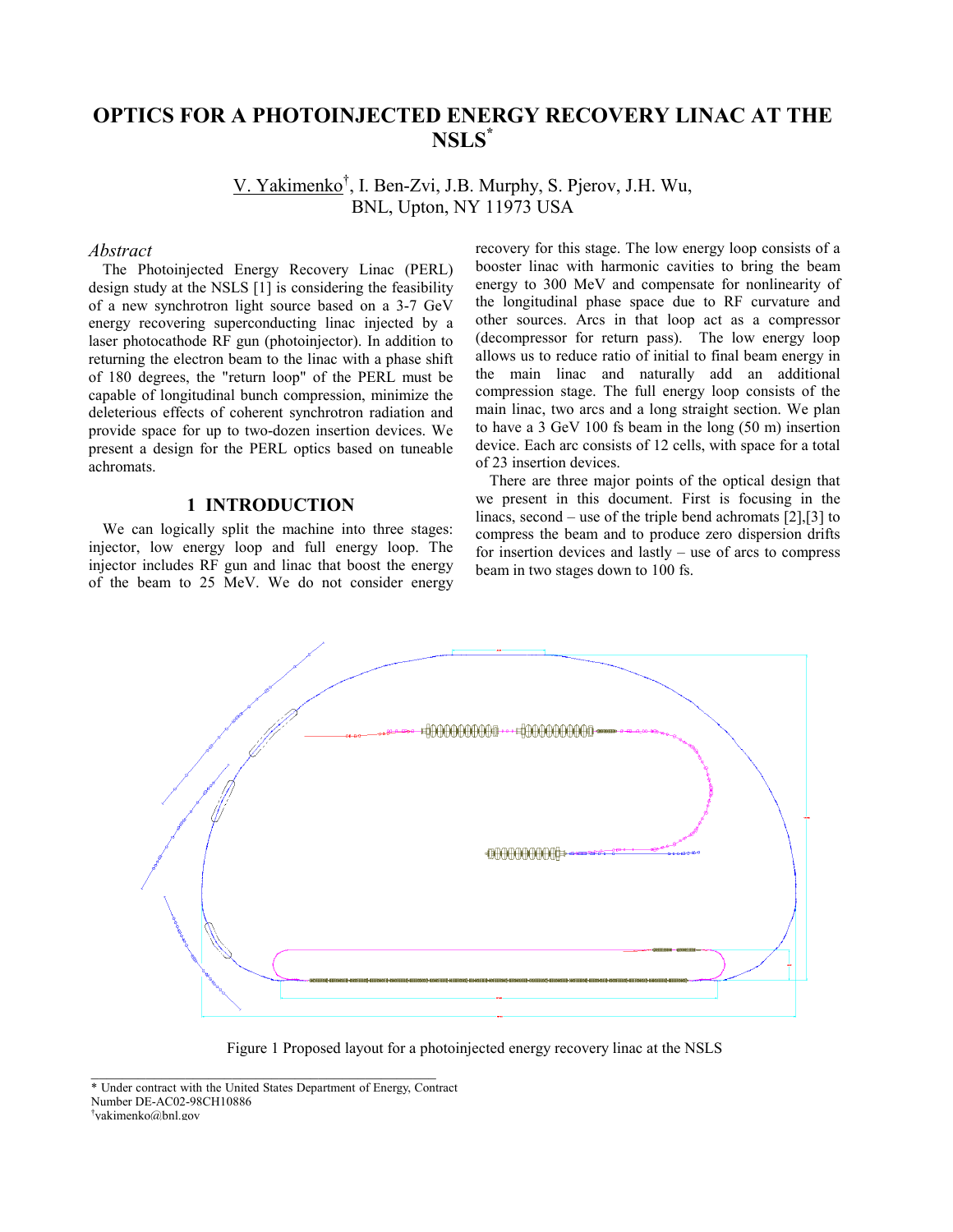# OPTICS FOR A PHOTOINJECTED ENERGY RECOVERY LINAC AT THE NSLS*

V. Yakimenko†, I. Ben-Zvi, J.B. Murphy, S. Pjerov, J.H. Wu,
BNL, Upton, NY 11973 USA

## *Abstract*

The Photoinjected Energy Recovery Linac (PERL) design study at the NSLS [1] is considering the feasibility of a new synchrotron light source based on a 3-7 GeV energy recovering superconducting linac injected by a laser photocathode RF gun (photoinjector). In addition to returning the electron beam to the linac with a phase shift of 180 degrees, the "return loop" of the PERL must be capable of longitudinal bunch compression, minimize the deleterious effects of coherent synchrotron radiation and provide space for up to two-dozen insertion devices. We present a design for the PERL optics based on tuneable achromats.

## 1 INTRODUCTION

We can logically split the machine into three stages: injector, low energy loop and full energy loop. The injector includes RF gun and linac that boost the energy of the beam to 25 MeV. We do not consider energy recovery for this stage. The low energy loop consists of a booster linac with harmonic cavities to bring the beam energy to 300 MeV and compensate for nonlinearity of the longitudinal phase space due to RF curvature and other sources. Arcs in that loop act as a compressor (decompressor for return pass). The low energy loop allows us to reduce ratio of initial to final beam energy in the main linac and naturally add an additional compression stage. The full energy loop consists of the main linac, two arcs and a long straight section. We plan to have a 3 GeV 100 fs beam in the long (50 m) insertion device. Each arc consists of 12 cells, with space for a total of 23 insertion devices.

There are three major points of the optical design that we present in this document. First is focusing in the linacs, second – use of the triple bend achromats [2],[3] to compress the beam and to produce zero dispersion drifts for insertion devices and lastly – use of arcs to compress beam in two stages down to 100 fs.

Figure 1 Proposed layout for a photoinjected energy recovery linac at the NSLS

* Under contract with the United States Department of Energy, Contract Number DE-AC02-98CH10886

† yakimenko@bnl.gov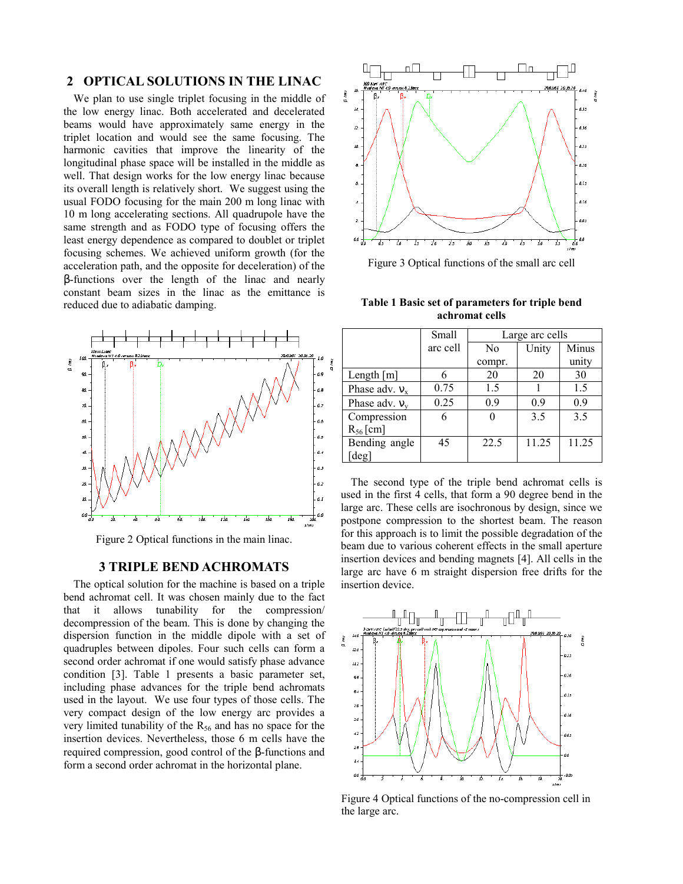## 2 OPTICAL SOLUTIONS IN THE LINAC

We plan to use single triplet focusing in the middle of the low energy linac. Both accelerated and decelerated beams would have approximately same energy in the triplet location and would see the same focusing. The harmonic cavities that improve the linearity of the longitudinal phase space will be installed in the middle as well. That design works for the low energy linac because its overall length is relatively short. We suggest using the usual FODO focusing for the main 200 m long linac with 10 m long accelerating sections. All quadrupole have the same strength and as FODO type of focusing offers the least energy dependence as compared to doublet or triplet focusing schemes. We achieved uniform growth (for the acceleration path, and the opposite for deceleration) of the β-functions over the length of the linac and nearly constant beam sizes in the linac as the emittance is reduced due to adiabatic damping.

Figure 2 Optical functions in the main linac.

## 3 TRIPLE BEND ACHROMATS

The optical solution for the machine is based on a triple bend achromat cell. It was chosen mainly due to the fact that it allows tunability for the compression/ decompression of the beam. This is done by changing the dispersion function in the middle dipole with a set of quadruples between dipoles. Four such cells can form a second order achromat if one would satisfy phase advance condition [3]. Table 1 presents a basic parameter set, including phase advances for the triple bend achromats used in the layout. We use four types of those cells. The very compact design of the low energy arc provides a very limited tunability of the $R_{56}$ and has no space for the insertion devices. Nevertheless, those 6 m cells have the required compression, good control of the β-functions and form a second order achromat in the horizontal plane.

Figure 3 Optical functions of the small arc cell

**Table 1 Basic set of parameters for triple bend achromat cells**

| | Small arc cell | Large arc cells | | |
|---|---|---|---|---|
| | | No compr. | Unity | Minus unity |
| Length [m] | 6 | 20 | 20 | 30 |
| Phase adv. $\nu_x$ | 0.75 | 1.5 | 1 | 1.5 |
| Phase adv. $\nu_y$ | 0.25 | 0.9 | 0.9 | 0.9 |
| Compression $R_{56}$ [cm] | 6 | 0 | 3.5 | 3.5 |
| Bending angle [deg] | 45 | 22.5 | 11.25 | 11.25 |

The second type of the triple bend achromat cells is used in the first 4 cells, that form a 90 degree bend in the large arc. These cells are isochronous by design, since we postpone compression to the shortest beam. The reason for this approach is to limit the possible degradation of the beam due to various coherent effects in the small aperture insertion devices and bending magnets [4]. All cells in the large arc have 6 m straight dispersion free drifts for the insertion device.

Figure 4 Optical functions of the no-compression cell in the large arc.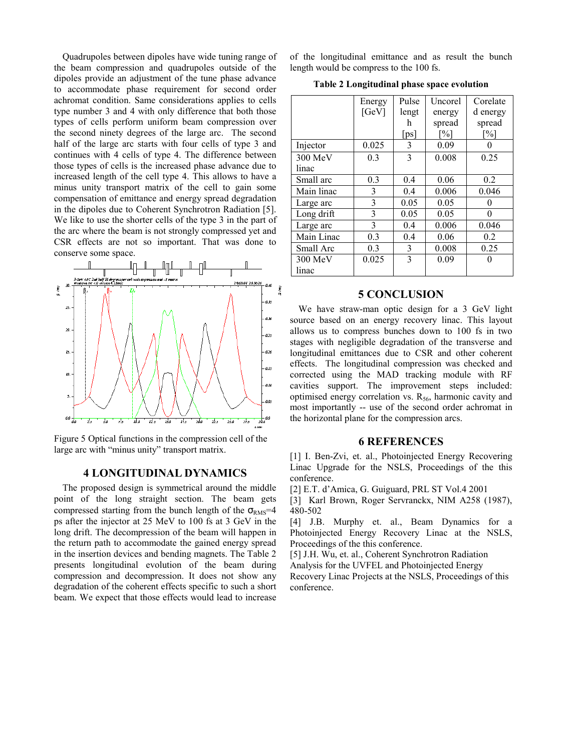Quadrupoles between dipoles have wide tuning range of the beam compression and quadrupoles outside of the dipoles provide an adjustment of the tune phase advance to accommodate phase requirement for second order achromat condition. Same considerations applies to cells type number 3 and 4 with only difference that both those types of cells perform uniform beam compression over the second ninety degrees of the large arc. The second half of the large arc starts with four cells of type 3 and continues with 4 cells of type 4. The difference between those types of cells is the increased phase advance due to increased length of the cell type 4. This allows to have a minus unity transport matrix of the cell to gain some compensation of emittance and energy spread degradation in the dipoles due to Coherent Synchrotron Radiation [5]. We like to use the shorter cells of the type 3 in the part of the arc where the beam is not strongly compressed yet and CSR effects are not so important. That was done to conserve some space.

3 GeV ARC 2nd half 16 degrees per cell with compression and -I matrix

Windows NT 4.0 version 8.23/AcC

29/03/01 20.30.20

β (m)

D (m)

$\beta_x$

$\beta_y$

$D_x$

s (m)

Figure 5 Optical functions in the compression cell of the large arc with "minus unity" transport matrix.

## 4 LONGITUDINAL DYNAMICS

The proposed design is symmetrical around the middle point of the long straight section. The beam gets compressed starting from the bunch length of the $\sigma_{RMS}$=4 ps after the injector at 25 MeV to 100 fs at 3 GeV in the long drift. The decompression of the beam will happen in the return path to accommodate the gained energy spread in the insertion devices and bending magnets. The Table 2 presents longitudinal evolution of the beam during compression and decompression. It does not show any degradation of the coherent effects specific to such a short beam. We expect that those effects would lead to increase of the longitudinal emittance and as result the bunch length would be compress to the 100 fs.

**Table 2 Longitudinal phase space evolution**

| | Energy [GeV] | Pulse length [ps] | Uncorel energy spread [%] | Corelated energy spread [%] |
|---|---|---|---|---|
| Injector | 0.025 | 3 | 0.09 | 0 |
| 300 MeV linac | 0.3 | 3 | 0.008 | 0.25 |
| Small arc | 0.3 | 0.4 | 0.06 | 0.2 |
| Main linac | 3 | 0.4 | 0.006 | 0.046 |
| Large arc | 3 | 0.05 | 0.05 | 0 |
| Long drift | 3 | 0.05 | 0.05 | 0 |
| Large arc | 3 | 0.4 | 0.006 | 0.046 |
| Main Linac | 0.3 | 0.4 | 0.06 | 0.2 |
| Small Arc | 0.3 | 3 | 0.008 | 0.25 |
| 300 MeV linac | 0.025 | 3 | 0.09 | 0 |

## 5 CONCLUSION

We have straw-man optic design for a 3 GeV light source based on an energy recovery linac. This layout allows us to compress bunches down to 100 fs in two stages with negligible degradation of the transverse and longitudinal emittances due to CSR and other coherent effects. The longitudinal compression was checked and corrected using the MAD tracking module with RF cavities support. The improvement steps included: optimised energy correlation vs. $R_{56}$, harmonic cavity and most importantly -- use of the second order achromat in the horizontal plane for the compression arcs.

## 6 REFERENCES

[1] I. Ben-Zvi, et. al., Photoinjected Energy Recovering Linac Upgrade for the NSLS, Proceedings of the this conference.

[2] E.T. d'Amica, G. Guiguard, PRL ST Vol.4 2001

[3] Karl Brown, Roger Servranckx, NIM A258 (1987), 480-502

[4] J.B. Murphy et. al., Beam Dynamics for a Photoinjected Energy Recovery Linac at the NSLS, Proceedings of the this conference.

[5] J.H. Wu, et. al., Coherent Synchrotron Radiation Analysis for the UVFEL and Photoinjected Energy Recovery Linac Projects at the NSLS, Proceedings of this conference.